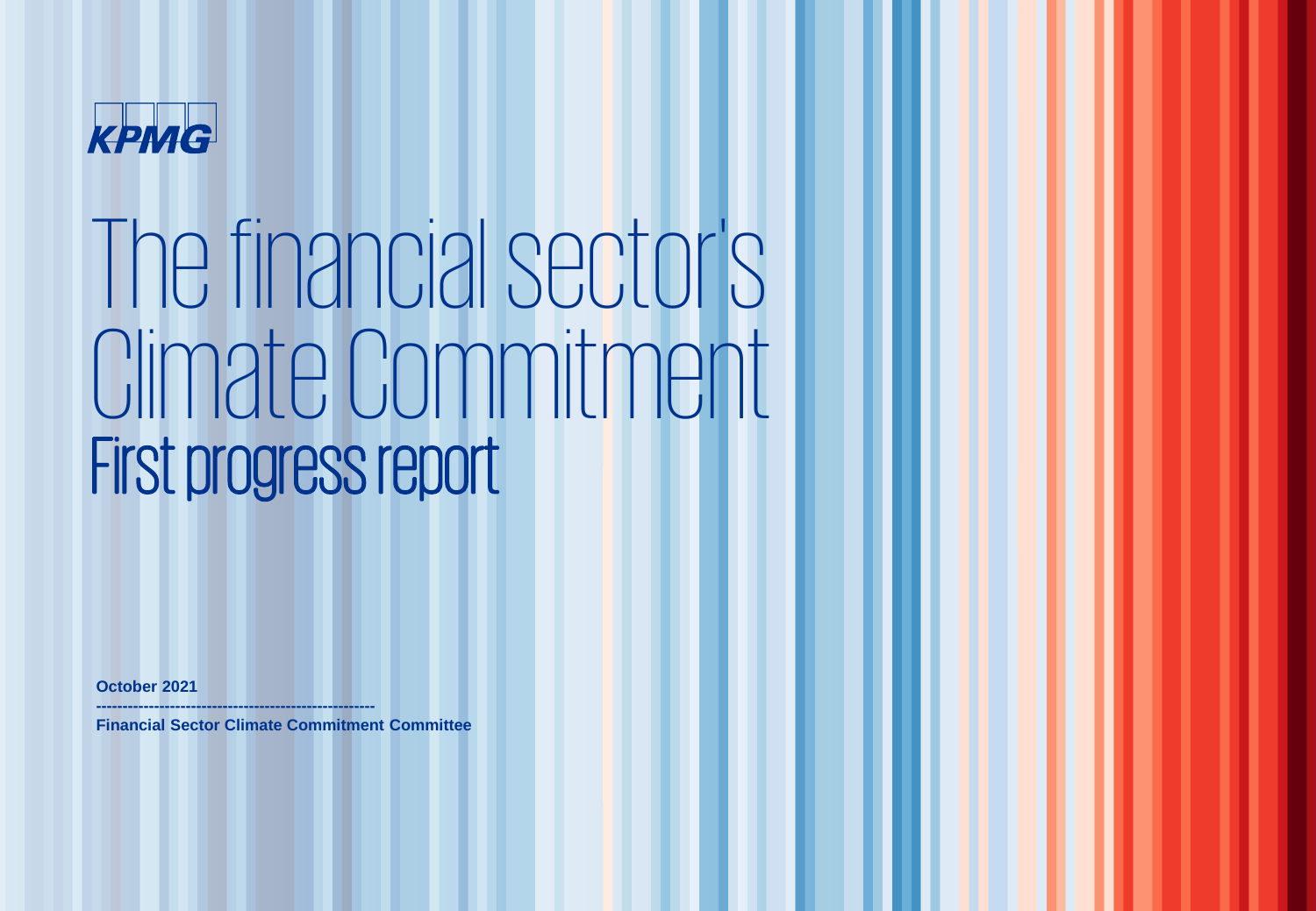KPMG

# The financial sector's Climate Commitment

## First progress report

**October 2021**

**Financial Sector Climate Commitment Committee**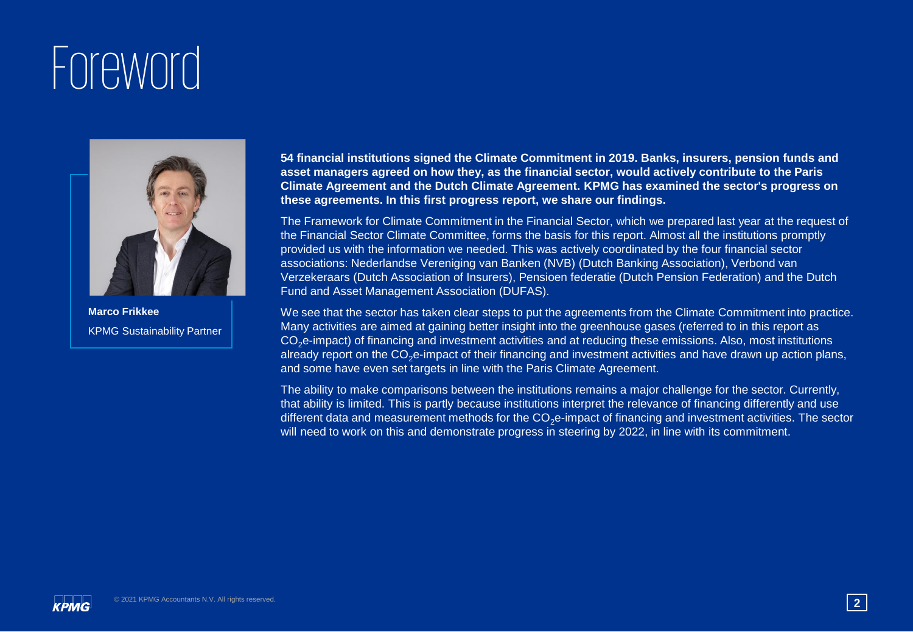# Foreword

**Marco Frikkee**

KPMG Sustainability Partner

**54 financial institutions signed the Climate Commitment in 2019. Banks, insurers, pension funds and asset managers agreed on how they, as the financial sector, would actively contribute to the Paris Climate Agreement and the Dutch Climate Agreement. KPMG has examined the sector's progress on these agreements. In this first progress report, we share our findings.**

The Framework for Climate Commitment in the Financial Sector, which we prepared last year at the request of the Financial Sector Climate Committee, forms the basis for this report. Almost all the institutions promptly provided us with the information we needed. This was actively coordinated by the four financial sector associations: Nederlandse Vereniging van Banken (NVB) (Dutch Banking Association), Verbond van Verzekeraars (Dutch Association of Insurers), Pensioen federatie (Dutch Pension Federation) and the Dutch Fund and Asset Management Association (DUFAS).

We see that the sector has taken clear steps to put the agreements from the Climate Commitment into practice. Many activities are aimed at gaining better insight into the greenhouse gases (referred to in this report as $CO_2$e-impact) of financing and investment activities and at reducing these emissions. Also, most institutions already report on the $CO_2$e-impact of their financing and investment activities and have drawn up action plans, and some have even set targets in line with the Paris Climate Agreement.

The ability to make comparisons between the institutions remains a major challenge for the sector. Currently, that ability is limited. This is partly because institutions interpret the relevance of financing differently and use different data and measurement methods for the $CO_2$e-impact of financing and investment activities. The sector will need to work on this and demonstrate progress in steering by 2022, in line with its commitment.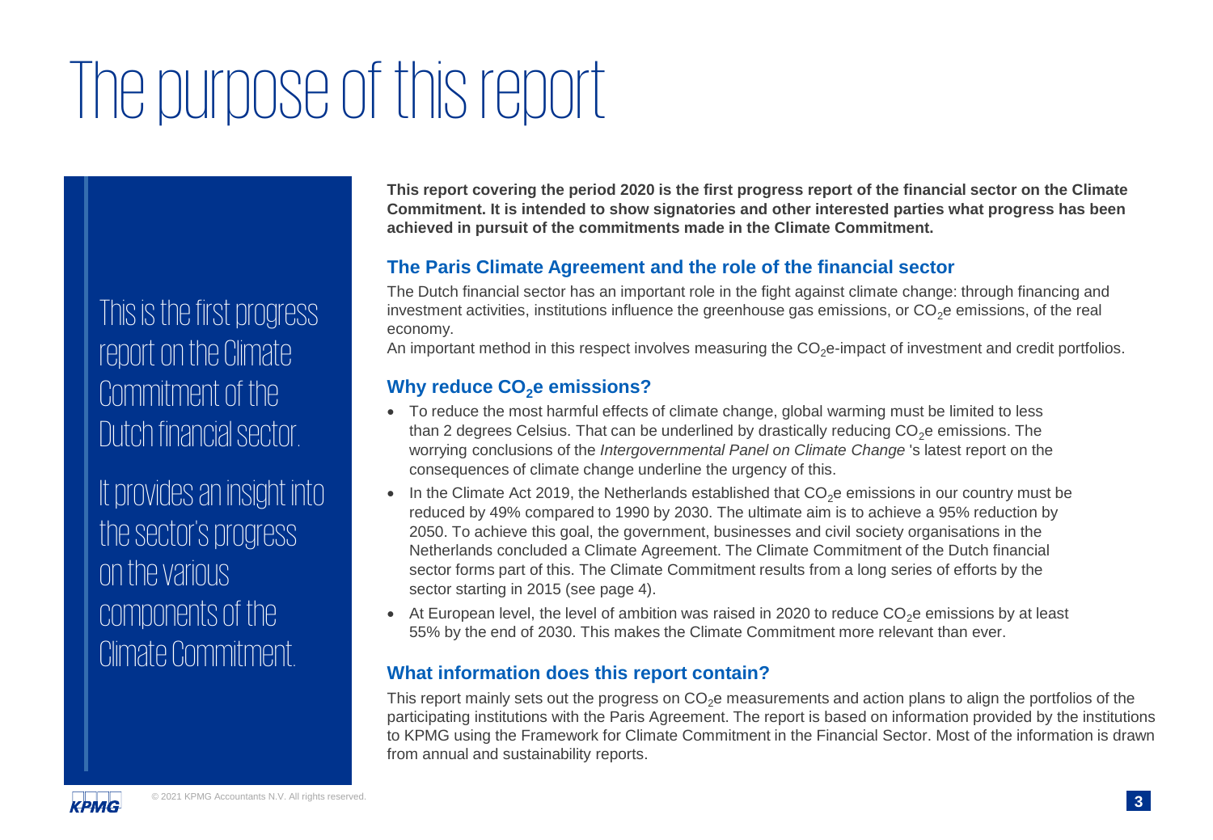# The purpose of this report

This is the first progress report on the Climate Commitment of the Dutch financial sector.

It provides an insight into the sector's progress on the various components of the Climate Commitment.

**This report covering the period 2020 is the first progress report of the financial sector on the Climate Commitment. It is intended to show signatories and other interested parties what progress has been achieved in pursuit of the commitments made in the Climate Commitment.**

## The Paris Climate Agreement and the role of the financial sector

The Dutch financial sector has an important role in the fight against climate change: through financing and investment activities, institutions influence the greenhouse gas emissions, or $CO_2$e emissions, of the real economy.

An important method in this respect involves measuring the $CO_2$e-impact of investment and credit portfolios.

## Why reduce $CO_2$e emissions?

- To reduce the most harmful effects of climate change, global warming must be limited to less than 2 degrees Celsius. That can be underlined by drastically reducing $CO_2$e emissions. The worrying conclusions of the *Intergovernmental Panel on Climate Change* 's latest report on the consequences of climate change underline the urgency of this.
- In the Climate Act 2019, the Netherlands established that $CO_2$e emissions in our country must be reduced by 49% compared to 1990 by 2030. The ultimate aim is to achieve a 95% reduction by 2050. To achieve this goal, the government, businesses and civil society organisations in the Netherlands concluded a Climate Agreement. The Climate Commitment of the Dutch financial sector forms part of this. The Climate Commitment results from a long series of efforts by the sector starting in 2015 (see page 4).
- At European level, the level of ambition was raised in 2020 to reduce $CO_2$e emissions by at least 55% by the end of 2030. This makes the Climate Commitment more relevant than ever.

## What information does this report contain?

This report mainly sets out the progress on $CO_2$e measurements and action plans to align the portfolios of the participating institutions with the Paris Agreement. The report is based on information provided by the institutions to KPMG using the Framework for Climate Commitment in the Financial Sector. Most of the information is drawn from annual and sustainability reports.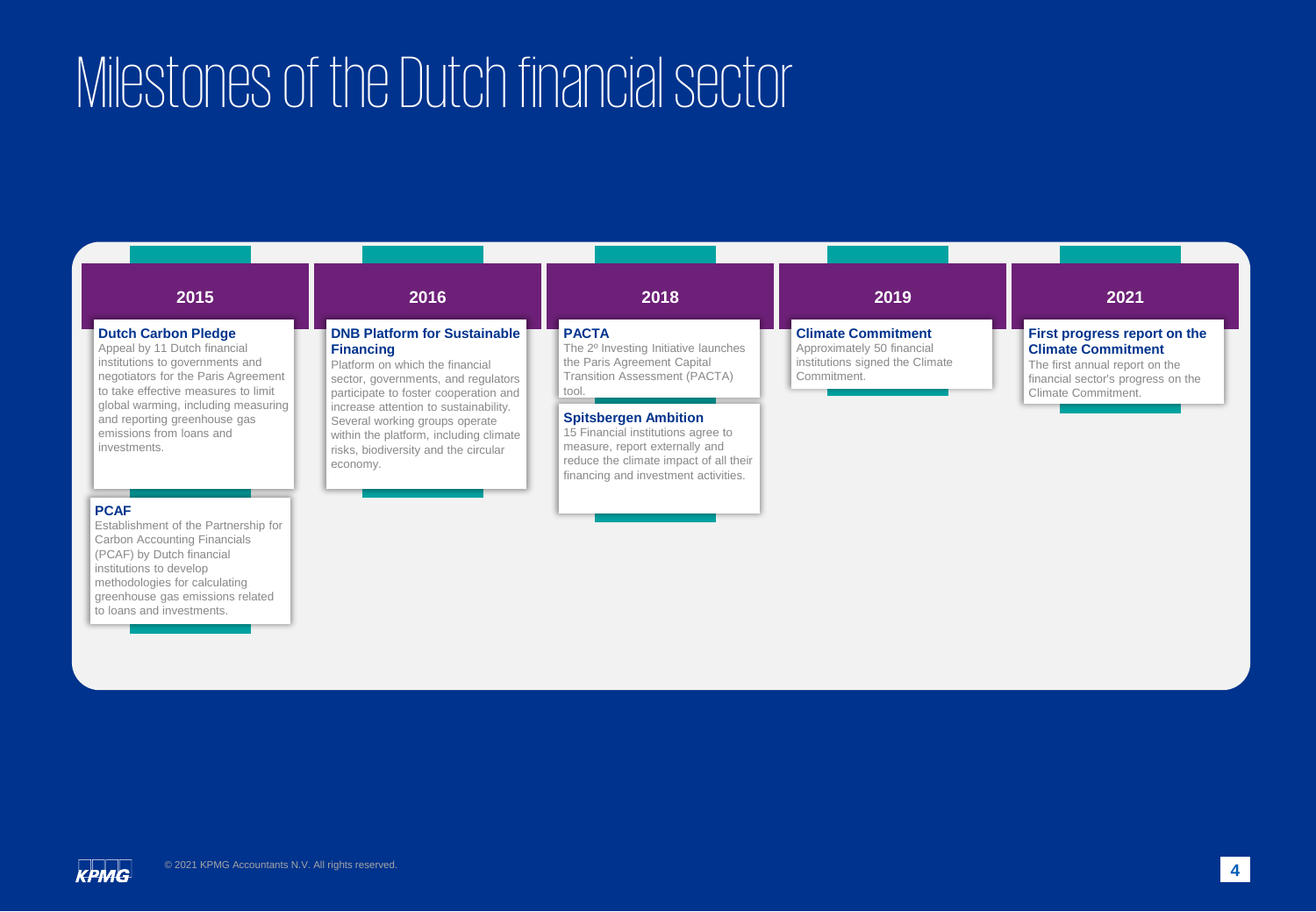# Milestones of the Dutch financial sector

## 2015

**Dutch Carbon Pledge**
Appeal by 11 Dutch financial institutions to governments and negotiators for the Paris Agreement to take effective measures to limit global warming, including measuring and reporting greenhouse gas emissions from loans and investments.

**PCAF**
Establishment of the Partnership for Carbon Accounting Financials (PCAF) by Dutch financial institutions to develop methodologies for calculating greenhouse gas emissions related to loans and investments.

## 2016

**DNB Platform for Sustainable Financing**
Platform on which the financial sector, governments, and regulators participate to foster cooperation and increase attention to sustainability. Several working groups operate within the platform, including climate risks, biodiversity and the circular economy.

## 2018

**PACTA**
The 2º Investing Initiative launches the Paris Agreement Capital Transition Assessment (PACTA) tool.

**Spitsbergen Ambition**
15 Financial institutions agree to measure, report externally and reduce the climate impact of all their financing and investment activities.

## 2019

**Climate Commitment**
Approximately 50 financial institutions signed the Climate Commitment.

## 2021

**First progress report on the Climate Commitment**
The first annual report on the financial sector's progress on the Climate Commitment.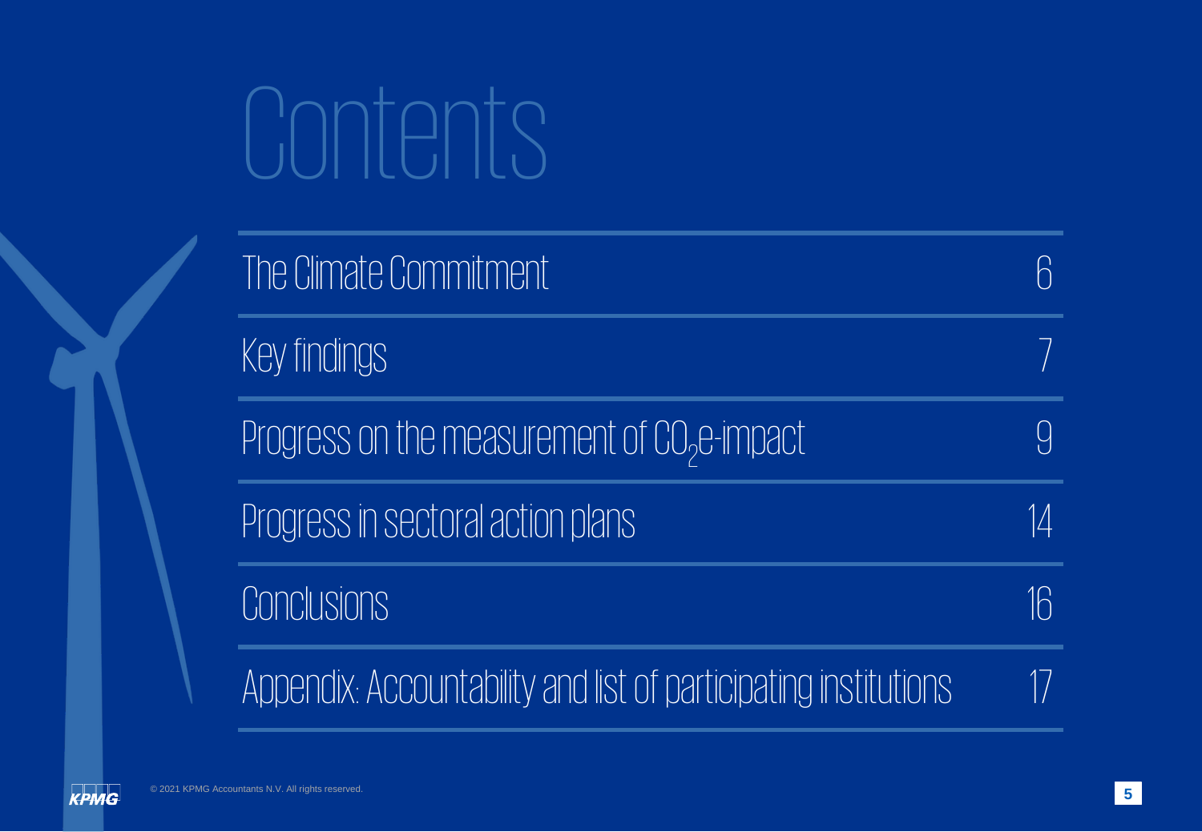# Contents

| | |
|---|---|
| The Climate Commitment | 6 |
| Key findings | 7 |
| Progress on the measurement of $CO_2$e-impact | 9 |
| Progress in sectoral action plans | 14 |
| Conclusions | 16 |
| Appendix: Accountability and list of participating institutions | 17 |

© 2021 KPMG Accountants N.V. All rights reserved.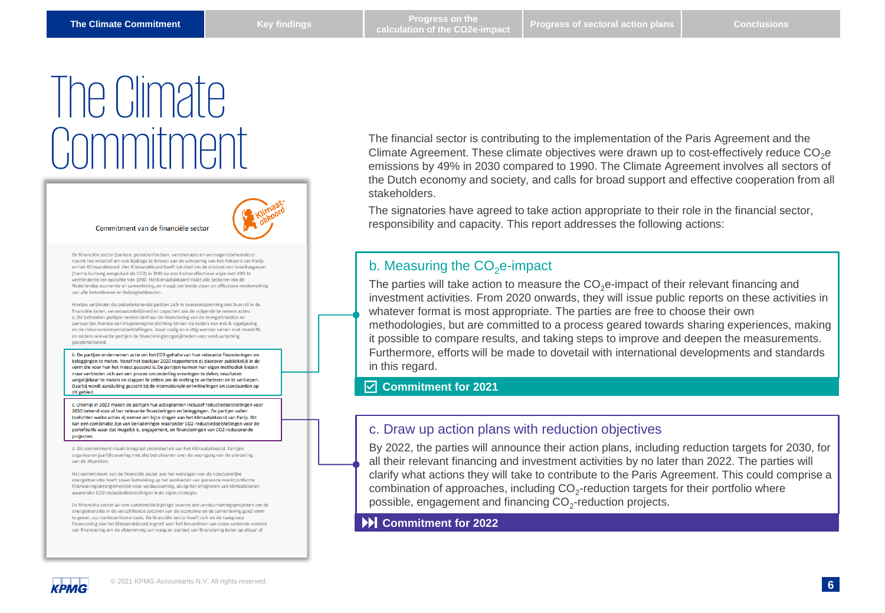# The Climate Commitment

The financial sector is contributing to the implementation of the Paris Agreement and the Climate Agreement. These climate objectives were drawn up to cost-effectively reduce $CO_2$e emissions by 49% in 2030 compared to 1990. The Climate Agreement involves all sectors of the Dutch economy and society, and calls for broad support and effective cooperation from all stakeholders.

The signatories have agreed to take action appropriate to their role in the financial sector, responsibility and capacity. This report addresses the following actions:

## b. Measuring the $CO_2$e-impact

The parties will take action to measure the $CO_2$e-impact of their relevant financing and investment activities. From 2020 onwards, they will issue public reports on these activities in whatever format is most appropriate. The parties are free to choose their own methodologies, but are committed to a process geared towards sharing experiences, making it possible to compare results, and taking steps to improve and deepen the measurements. Furthermore, efforts will be made to dovetail with international developments and standards in this regard.

**Commitment for 2021**

## c. Draw up action plans with reduction objectives

By 2022, the parties will announce their action plans, including reduction targets for 2030, for all their relevant financing and investment activities by no later than 2022. The parties will clarify what actions they will take to contribute to the Paris Agreement. This could comprise a combination of approaches, including $CO_2$-reduction targets for their portfolio where possible, engagement and financing $CO_2$-reduction projects.

**Commitment for 2022**

Commitment van de financiële sector

De financiële sector (banken, pensioenfondsen, verzekeraars en vermogensbeheerders) neemt het initiatief om een bijdrage te leveren aan de uitvoering van het Akkoord van Parijs en het Klimaatakkoord. Het Klimaatakkoord heeft tot doel om de uitstoot van broeikasgassen (hierna kortweg aangeduid als CO2) in 2030 op een kosteneffectieve wijze met 49% te verminderen ten opzichte van 1990. Het Klimaatakkoord raakt alle sectoren van de Nederlandse economie en samenleving, en vraagt om brede steun en effectieve medewerking van alle betrokkenen en belanghebbenden.

Hiertoe verbinden de ondertekenende partijen zich in overeenstemming met hun rol in de financiële keten, verantwoordelijkheid en capaciteit aan de volgende te nemen acties:
a. De betrokken partijen nemen deel aan de financiering van de energietransitie en aanvaarden hiertoe een inspanningsverplichting binnen de kaders van wet & regelgeving en de risico-rendementsdoelstellingen. Waar nodig en nuttig worden samen met Invest-NL en andere relevante partijen de financieringsmogelijkheden voor verduurzaming geoptimaliseerd.

b. De partijen ondernemen actie om het CO2-gehalte van hun relevante financieringen en beleggingen te meten. Vanaf het boekjaar 2020 rapporteren zij daarover publiekelijk in de vorm die voor hun het meest passend is. De partijen kunnen hun eigen methodiek kiezen maar verbinden zich aan een proces om onderling ervaringen te delen, resultaten vergelijkbaar te maken en stappen te zetten om de meting te verbeteren en te verdiepen. Daarbij wordt aansluiting gezocht bij de internationale ontwikkelingen en standaarden op dit gebied.

c. Uiterlijk in 2022 maken de partijen hun actieplannen inclusief reductiedoelstellingen voor 2030 bekend voor al hun relevante financieringen en beleggingen. De partijen zullen toelichten welke acties zij nemen om bij te dragen aan het klimaatakkoord van Parijs. Dit kan een combinatie zijn van benaderingen waaronder CO2-reductiedoelstellingen voor de portefeuille waar dat mogelijk is, engagement, en financieringen van CO2-reducerende projecten.

d. Dit commitment maakt integraal onderdeel uit van het Klimaatakkoord. Partijen organiseren jaarlijks overleg met alle betrokkenen over de voortgang van de uitvoering van de afspraken.

Het commitment van de financiële sector aan het welslagen van de noodzakelijke energietransitie heeft zowel betrekking op het aanbieden van passende marktconforme financieringsarrangementen voor verduurzaming, als op het integreren van klimaatdoelen waaronder CO2-reductiedoelstellingen in de eigen strategie.

De financiële sector wil een substantiële bijdrage leveren aan verduurzamingsprojecten en de energietransitie in de verschillende sectoren van de economie en de samenleving goed vorm te geven, op marktconforme basis. De financiële sector heeft zich via de taakgroep Financiering van het Klimaatakkoord ingezet voor het bevorderen van cross-sectorale vormen van financiering om de afstemming van vraag en aanbod van financiering beter op elkaar af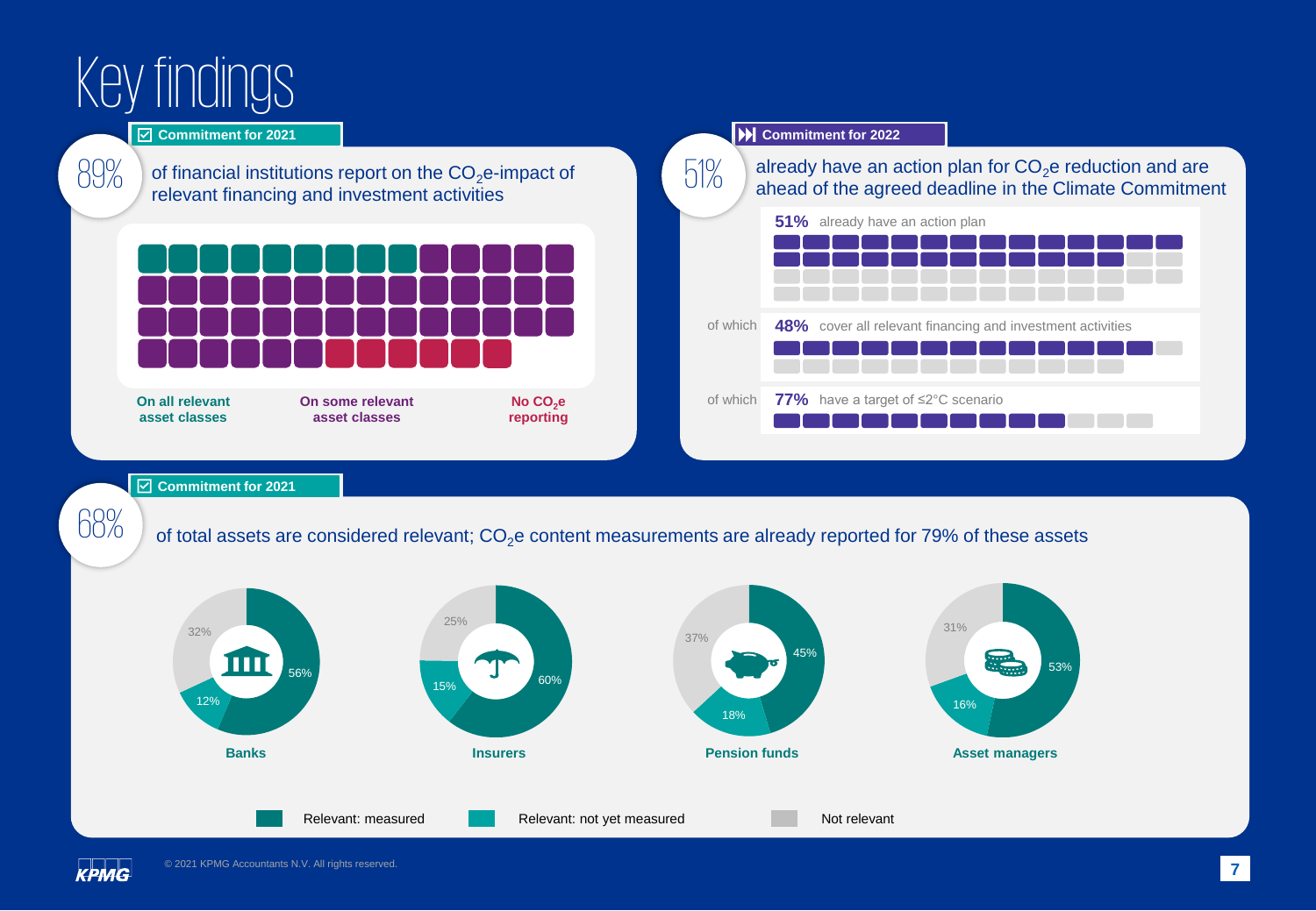# Key findings

**Commitment for 2021**

**89%** of financial institutions report on the $CO_2$e-impact of relevant financing and investment activities

On all relevant asset classes | On some relevant asset classes | No $CO_2$e reporting

**Commitment for 2022**

**51%** already have an action plan for $CO_2$e reduction and are ahead of the agreed deadline in the Climate Commitment

**51%** already have an action plan

of which **48%** cover all relevant financing and investment activities

of which **77%** have a target of ≤2°C scenario

**Commitment for 2021**

**68%** of total assets are considered relevant; $CO_2$e content measurements are already reported for 79% of these assets

| | Relevant: measured | Relevant: not yet measured | Not relevant |
|---|---|---|---|
| Banks | 56% | 12% | 32% |
| Insurers | 60% | 15% | 25% |
| Pension funds | 45% | 18% | 37% |
| Asset managers | 53% | 16% | 31% |

© 2021 KPMG Accountants N.V. All rights reserved.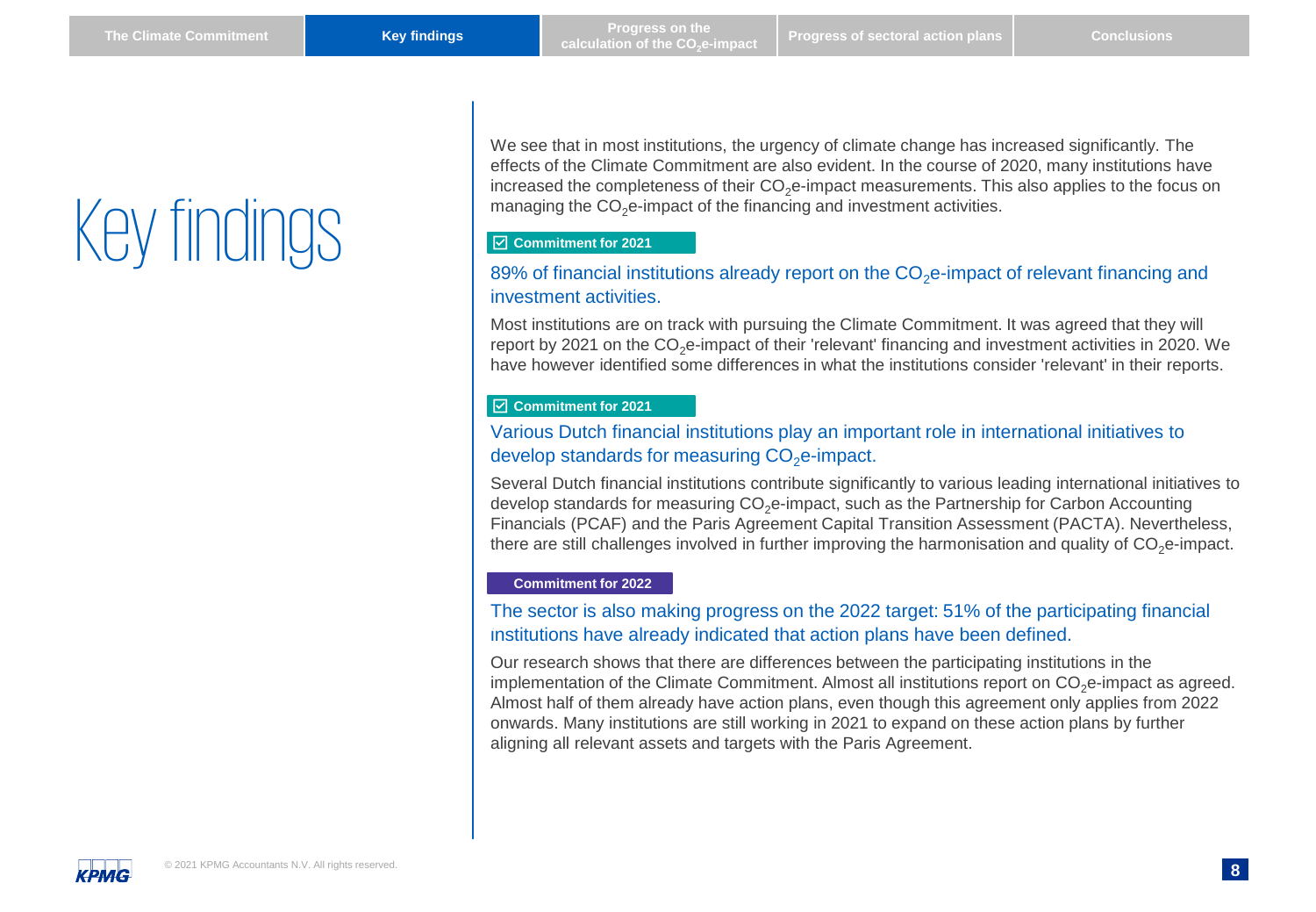# Key findings

We see that in most institutions, the urgency of climate change has increased significantly. The effects of the Climate Commitment are also evident. In the course of 2020, many institutions have increased the completeness of their $CO_2$e-impact measurements. This also applies to the focus on managing the $CO_2$e-impact of the financing and investment activities.

**Commitment for 2021**

### 89% of financial institutions already report on the $CO_2$e-impact of relevant financing and investment activities.

Most institutions are on track with pursuing the Climate Commitment. It was agreed that they will report by 2021 on the $CO_2$e-impact of their 'relevant' financing and investment activities in 2020. We have however identified some differences in what the institutions consider 'relevant' in their reports.

**Commitment for 2021**

### Various Dutch financial institutions play an important role in international initiatives to develop standards for measuring $CO_2$e-impact.

Several Dutch financial institutions contribute significantly to various leading international initiatives to develop standards for measuring $CO_2$e-impact, such as the Partnership for Carbon Accounting Financials (PCAF) and the Paris Agreement Capital Transition Assessment (PACTA). Nevertheless, there are still challenges involved in further improving the harmonisation and quality of $CO_2$e-impact.

**Commitment for 2022**

### The sector is also making progress on the 2022 target: 51% of the participating financial institutions have already indicated that action plans have been defined.

Our research shows that there are differences between the participating institutions in the implementation of the Climate Commitment. Almost all institutions report on $CO_2$e-impact as agreed. Almost half of them already have action plans, even though this agreement only applies from 2022 onwards. Many institutions are still working in 2021 to expand on these action plans by further aligning all relevant assets and targets with the Paris Agreement.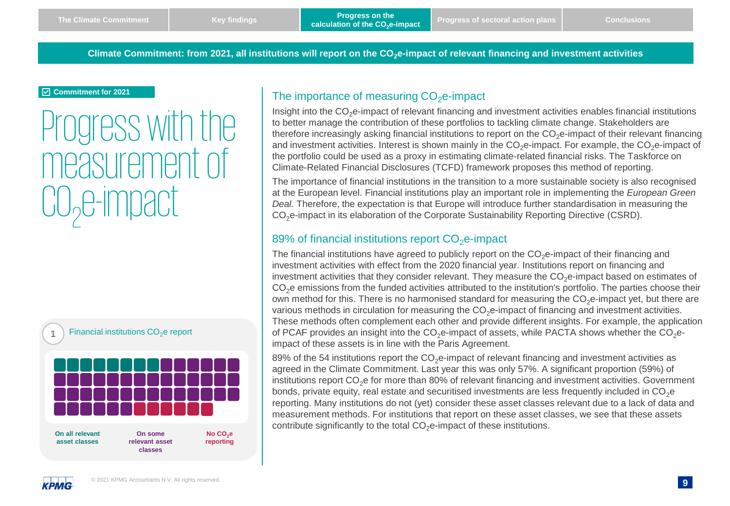Climate Commitment: from 2021, all institutions will report on the $CO_2$e-impact of relevant financing and investment activities

**Commitment for 2021**

# Progress with the measurement of $CO_2$e-impact

1 Financial institutions $CO_2$e report

On all relevant asset classes | On some relevant asset classes | No $CO_2$e reporting

## The importance of measuring $CO_2$e-impact

Insight into the $CO_2$e-impact of relevant financing and investment activities enables financial institutions to better manage the contribution of these portfolios to tackling climate change. Stakeholders are therefore increasingly asking financial institutions to report on the $CO_2$e-impact of their relevant financing and investment activities. Interest is shown mainly in the $CO_2$e-impact. For example, the $CO_2$e-impact of the portfolio could be used as a proxy in estimating climate-related financial risks. The Taskforce on Climate-Related Financial Disclosures (TCFD) framework proposes this method of reporting.

The importance of financial institutions in the transition to a more sustainable society is also recognised at the European level. Financial institutions play an important role in implementing the *European Green Deal.* Therefore, the expectation is that Europe will introduce further standardisation in measuring the $CO_2$e-impact in its elaboration of the Corporate Sustainability Reporting Directive (CSRD).

## 89% of financial institutions report $CO_2$e-impact

The financial institutions have agreed to publicly report on the $CO_2$e-impact of their financing and investment activities with effect from the 2020 financial year. Institutions report on financing and investment activities that they consider relevant. They measure the $CO_2$e-impact based on estimates of $CO_2$e emissions from the funded activities attributed to the institution's portfolio. The parties choose their own method for this. There is no harmonised standard for measuring the $CO_2$e-impact yet, but there are various methods in circulation for measuring the $CO_2$e-impact of financing and investment activities. These methods often complement each other and provide different insights. For example, the application of PCAF provides an insight into the $CO_2$e-impact of assets, while PACTA shows whether the $CO_2$e-impact of these assets is in line with the Paris Agreement.

89% of the 54 institutions report the $CO_2$e-impact of relevant financing and investment activities as agreed in the Climate Commitment. Last year this was only 57%. A significant proportion (59%) of institutions report $CO_2$e for more than 80% of relevant financing and investment activities. Government bonds, private equity, real estate and securitised investments are less frequently included in $CO_2$e reporting. Many institutions do not (yet) consider these asset classes relevant due to a lack of data and measurement methods. For institutions that report on these asset classes, we see that these assets contribute significantly to the total $CO_2$e-impact of these institutions.

© 2021 KPMG Accountants N.V. All rights reserved.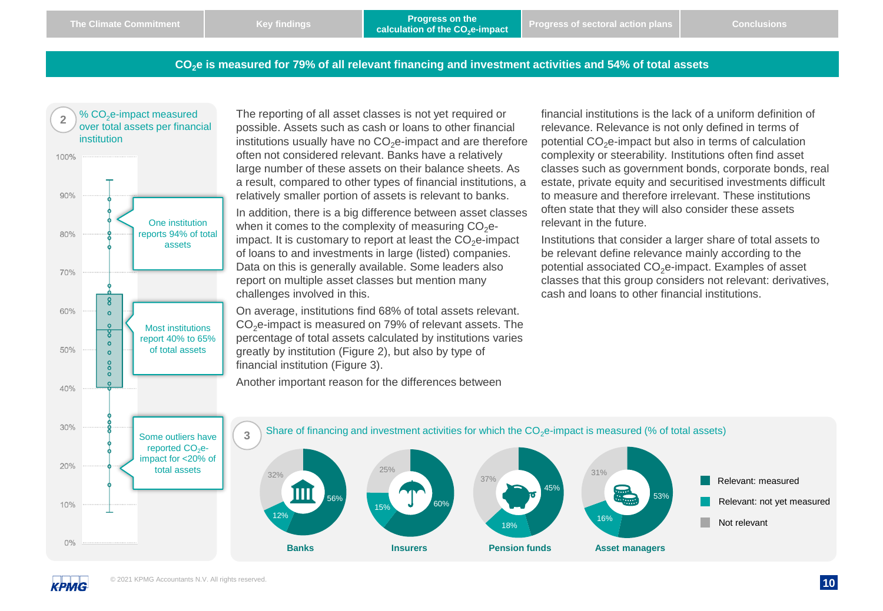## $CO_2$e is measured for 79% of all relevant financing and investment activities and 54% of total assets

**2** % $CO_2$e-impact measured over total assets per financial institution

- One institution reports 94% of total assets
- Most institutions report 40% to 65% of total assets
- Some outliers have reported $CO_2$e-impact for <20% of total assets

The reporting of all asset classes is not yet required or possible. Assets such as cash or loans to other financial institutions usually have no $CO_2$e-impact and are therefore often not considered relevant. Banks have a relatively large number of these assets on their balance sheets. As a result, compared to other types of financial institutions, a relatively smaller portion of assets is relevant to banks.

In addition, there is a big difference between asset classes when it comes to the complexity of measuring $CO_2$e-impact. It is customary to report at least the $CO_2$e-impact of loans to and investments in large (listed) companies. Data on this is generally available. Some leaders also report on multiple asset classes but mention many challenges involved in this.

On average, institutions find 68% of total assets relevant. $CO_2$e-impact is measured on 79% of relevant assets. The percentage of total assets calculated by institutions varies greatly by institution (Figure 2), but also by type of financial institution (Figure 3).

Another important reason for the differences between financial institutions is the lack of a uniform definition of relevance. Relevance is not only defined in terms of potential $CO_2$e-impact but also in terms of calculation complexity or steerability. Institutions often find asset classes such as government bonds, corporate bonds, real estate, private equity and securitised investments difficult to measure and therefore irrelevant. These institutions often state that they will also consider these assets relevant in the future.

Institutions that consider a larger share of total assets to be relevant define relevance mainly according to the potential associated $CO_2$e-impact. Examples of asset classes that this group considers not relevant: derivatives, cash and loans to other financial institutions.

**3** Share of financing and investment activities for which the $CO_2$e-impact is measured (% of total assets)

| | Relevant: measured | Relevant: not yet measured | Not relevant |
|---|---|---|---|
| Banks | 56% | 12% | 32% |
| Insurers | 60% | 15% | 25% |
| Pension funds | 45% | 18% | 37% |
| Asset managers | 53% | 16% | 31% |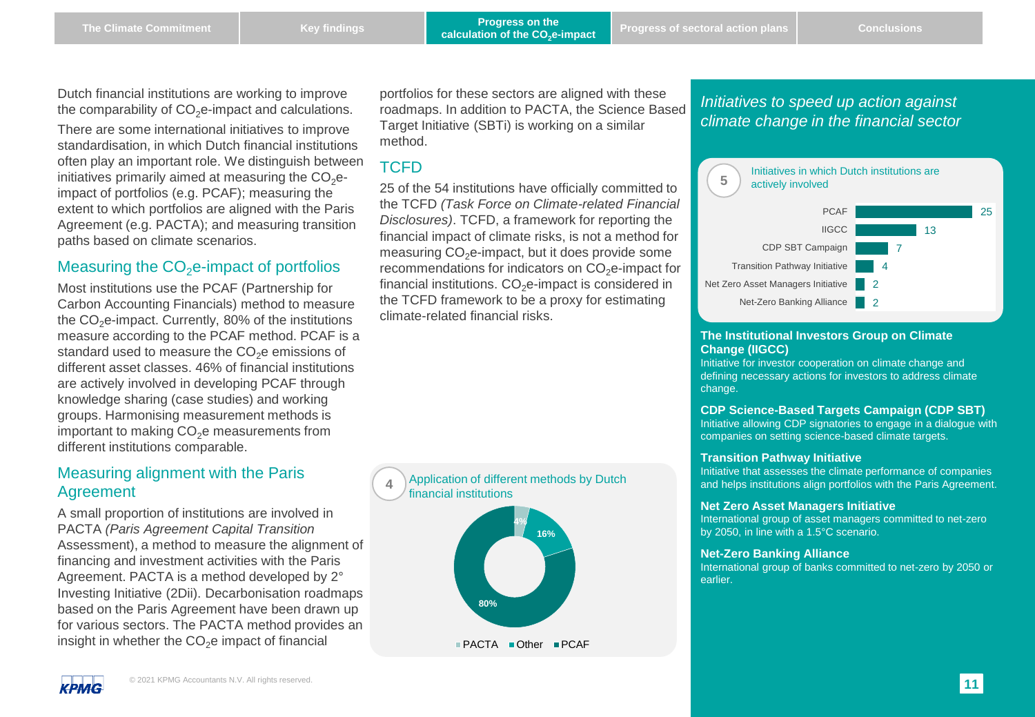Dutch financial institutions are working to improve the comparability of $CO_2$e-impact and calculations.

There are some international initiatives to improve standardisation, in which Dutch financial institutions often play an important role. We distinguish between initiatives primarily aimed at measuring the $CO_2$e-impact of portfolios (e.g. PCAF); measuring the extent to which portfolios are aligned with the Paris Agreement (e.g. PACTA); and measuring transition paths based on climate scenarios.

## Measuring the $CO_2$e-impact of portfolios

Most institutions use the PCAF (Partnership for Carbon Accounting Financials) method to measure the $CO_2$e-impact. Currently, 80% of the institutions measure according to the PCAF method. PCAF is a standard used to measure the $CO_2$e emissions of different asset classes. 46% of financial institutions are actively involved in developing PCAF through knowledge sharing (case studies) and working groups. Harmonising measurement methods is important to making $CO_2$e measurements from different institutions comparable.

## Measuring alignment with the Paris Agreement

A small proportion of institutions are involved in PACTA *(Paris Agreement Capital Transition Assessment)*, a method to measure the alignment of financing and investment activities with the Paris Agreement. PACTA is a method developed by 2° Investing Initiative (2Dii). Decarbonisation roadmaps based on the Paris Agreement have been drawn up for various sectors. The PACTA method provides an insight in whether the $CO_2$e impact of financial portfolios for these sectors are aligned with these roadmaps. In addition to PACTA, the Science Based Target Initiative (SBTi) is working on a similar method.

## TCFD

25 of the 54 institutions have officially committed to the TCFD *(Task Force on Climate-related Financial Disclosures)*. TCFD, a framework for reporting the financial impact of climate risks, is not a method for measuring $CO_2$e-impact, but it does provide some recommendations for indicators on $CO_2$e-impact for financial institutions. $CO_2$e-impact is considered in the TCFD framework to be a proxy for estimating climate-related financial risks.

**4** Application of different methods by Dutch financial institutions

| Method | Share |
|---|---|
| PACTA | 4% |
| Other | 16% |
| PCAF | 80% |

## *Initiatives to speed up action against climate change in the financial sector*

**5** Initiatives in which Dutch institutions are actively involved

| Initiative | Number |
|---|---|
| PCAF | 25 |
| IIGCC | 13 |
| CDP SBT Campaign | 7 |
| Transition Pathway Initiative | 4 |
| Net Zero Asset Managers Initiative | 2 |
| Net-Zero Banking Alliance | 2 |

**The Institutional Investors Group on Climate Change (IIGCC)**
Initiative for investor cooperation on climate change and defining necessary actions for investors to address climate change.

**CDP Science-Based Targets Campaign (CDP SBT)**
Initiative allowing CDP signatories to engage in a dialogue with companies on setting science-based climate targets.

**Transition Pathway Initiative**
Initiative that assesses the climate performance of companies and helps institutions align portfolios with the Paris Agreement.

**Net Zero Asset Managers Initiative**
International group of asset managers committed to net-zero by 2050, in line with a 1.5°C scenario.

**Net-Zero Banking Alliance**
International group of banks committed to net-zero by 2050 or earlier.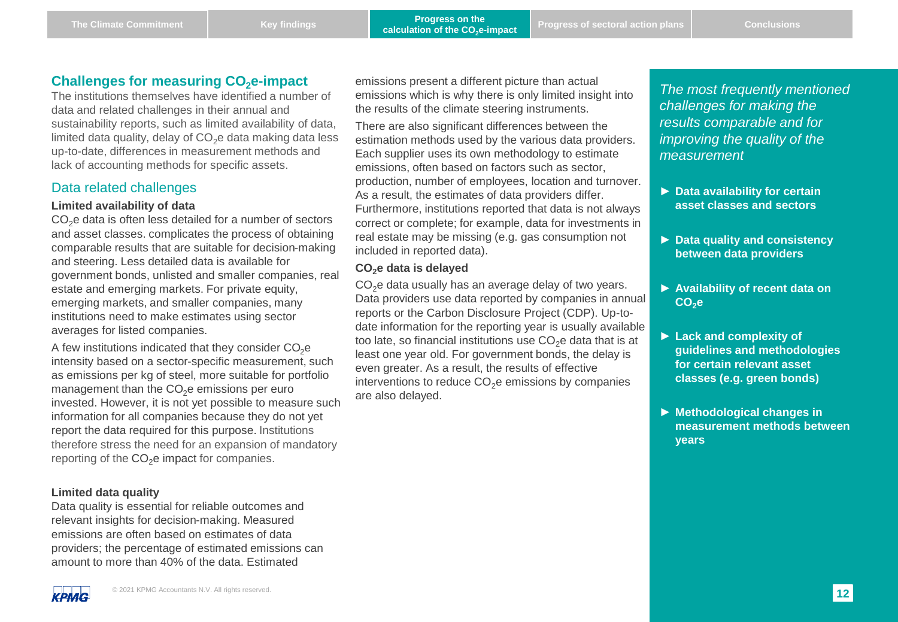## Challenges for measuring $CO_2$e-impact

The institutions themselves have identified a number of data and related challenges in their annual and sustainability reports, such as limited availability of data, limited data quality, delay of $CO_2$e data making data less up-to-date, differences in measurement methods and lack of accounting methods for specific assets.

### Data related challenges

**Limited availability of data**

$CO_2$e data is often less detailed for a number of sectors and asset classes. complicates the process of obtaining comparable results that are suitable for decision-making and steering. Less detailed data is available for government bonds, unlisted and smaller companies, real estate and emerging markets. For private equity, emerging markets, and smaller companies, many institutions need to make estimates using sector averages for listed companies.

A few institutions indicated that they consider $CO_2$e intensity based on a sector-specific measurement, such as emissions per kg of steel, more suitable for portfolio management than the $CO_2$e emissions per euro invested. However, it is not yet possible to measure such information for all companies because they do not yet report the data required for this purpose. Institutions therefore stress the need for an expansion of mandatory reporting of the $CO_2$e impact for companies.

**Limited data quality**

Data quality is essential for reliable outcomes and relevant insights for decision-making. Measured emissions are often based on estimates of data providers; the percentage of estimated emissions can amount to more than 40% of the data. Estimated emissions present a different picture than actual emissions which is why there is only limited insight into the results of the climate steering instruments.

There are also significant differences between the estimation methods used by the various data providers. Each supplier uses its own methodology to estimate emissions, often based on factors such as sector, production, number of employees, location and turnover. As a result, the estimates of data providers differ. Furthermore, institutions reported that data is not always correct or complete; for example, data for investments in real estate may be missing (e.g. gas consumption not included in reported data).

**$CO_2$e data is delayed**

$CO_2$e data usually has an average delay of two years. Data providers use data reported by companies in annual reports or the Carbon Disclosure Project (CDP). Up-to-date information for the reporting year is usually available too late, so financial institutions use $CO_2$e data that is at least one year old. For government bonds, the delay is even greater. As a result, the results of effective interventions to reduce $CO_2$e emissions by companies are also delayed.

*The most frequently mentioned challenges for making the results comparable and for improving the quality of the measurement*

- **Data availability for certain asset classes and sectors**
- **Data quality and consistency between data providers**
- **Availability of recent data on $CO_2$e**
- **Lack and complexity of guidelines and methodologies for certain relevant asset classes (e.g. green bonds)**
- **Methodological changes in measurement methods between years**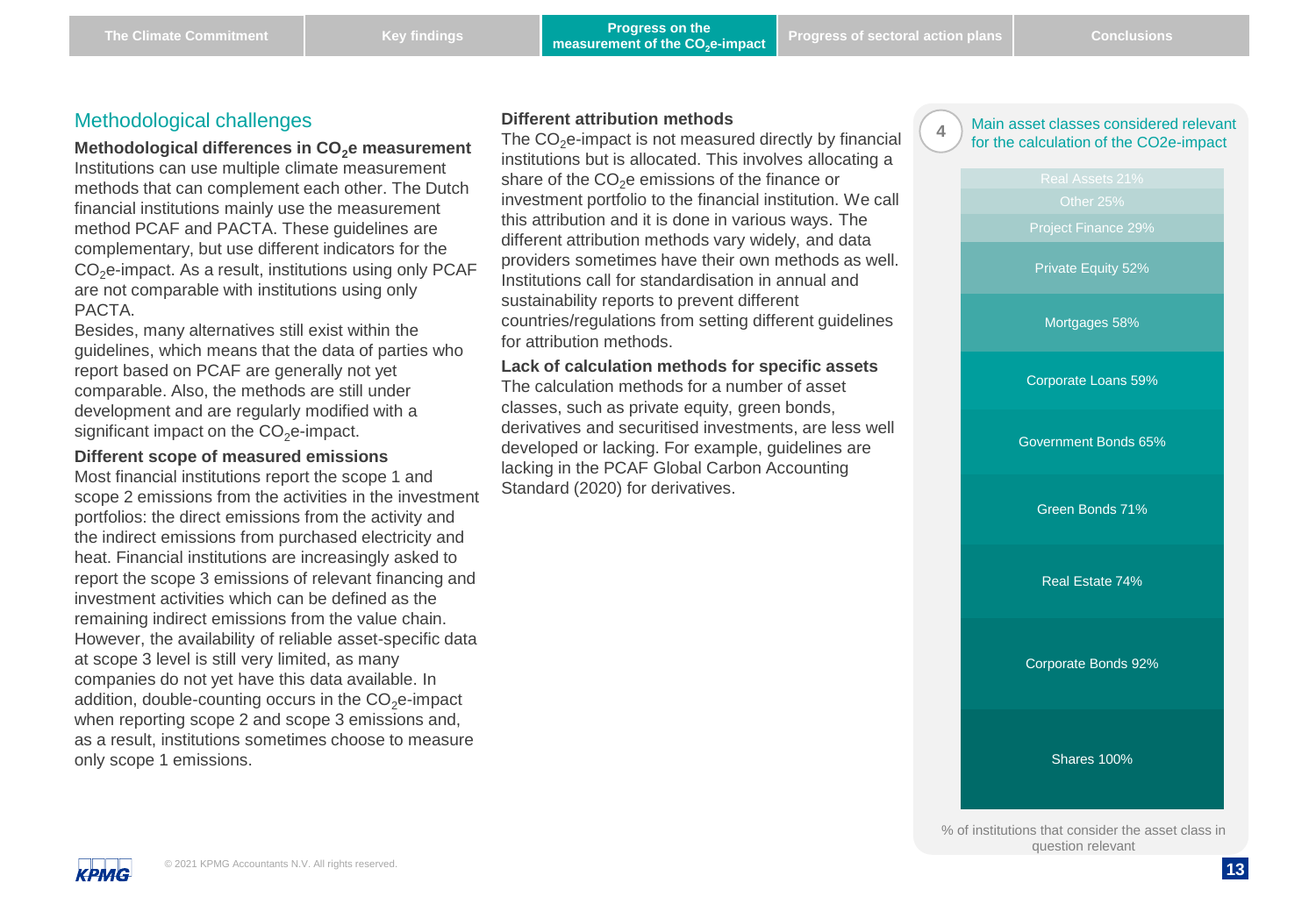## Methodological challenges

**Methodological differences in $CO_2$e measurement**

Institutions can use multiple climate measurement methods that can complement each other. The Dutch financial institutions mainly use the measurement method PCAF and PACTA. These guidelines are complementary, but use different indicators for the $CO_2$e-impact. As a result, institutions using only PCAF are not comparable with institutions using only PACTA.

Besides, many alternatives still exist within the guidelines, which means that the data of parties who report based on PCAF are generally not yet comparable. Also, the methods are still under development and are regularly modified with a significant impact on the $CO_2$e-impact.

**Different scope of measured emissions**

Most financial institutions report the scope 1 and scope 2 emissions from the activities in the investment portfolios: the direct emissions from the activity and the indirect emissions from purchased electricity and heat. Financial institutions are increasingly asked to report the scope 3 emissions of relevant financing and investment activities which can be defined as the remaining indirect emissions from the value chain. However, the availability of reliable asset-specific data at scope 3 level is still very limited, as many companies do not yet have this data available. In addition, double-counting occurs in the $CO_2$e-impact when reporting scope 2 and scope 3 emissions and, as a result, institutions sometimes choose to measure only scope 1 emissions.

**Different attribution methods**

The $CO_2$e-impact is not measured directly by financial institutions but is allocated. This involves allocating a share of the $CO_2$e emissions of the finance or investment portfolio to the financial institution. We call this attribution and it is done in various ways. The different attribution methods vary widely, and data providers sometimes have their own methods as well. Institutions call for standardisation in annual and sustainability reports to prevent different countries/regulations from setting different guidelines for attribution methods.

**Lack of calculation methods for specific assets**

The calculation methods for a number of asset classes, such as private equity, green bonds, derivatives and securitised investments, are less well developed or lacking. For example, guidelines are lacking in the PCAF Global Carbon Accounting Standard (2020) for derivatives.

**4** Main asset classes considered relevant for the calculation of the CO2e-impact

| Asset class | % |
|---|---|
| Real Assets | 21% |
| Other | 25% |
| Project Finance | 29% |
| Private Equity | 52% |
| Mortgages | 58% |
| Corporate Loans | 59% |
| Government Bonds | 65% |
| Green Bonds | 71% |
| Real Estate | 74% |
| Corporate Bonds | 92% |
| Shares | 100% |

% of institutions that consider the asset class in question relevant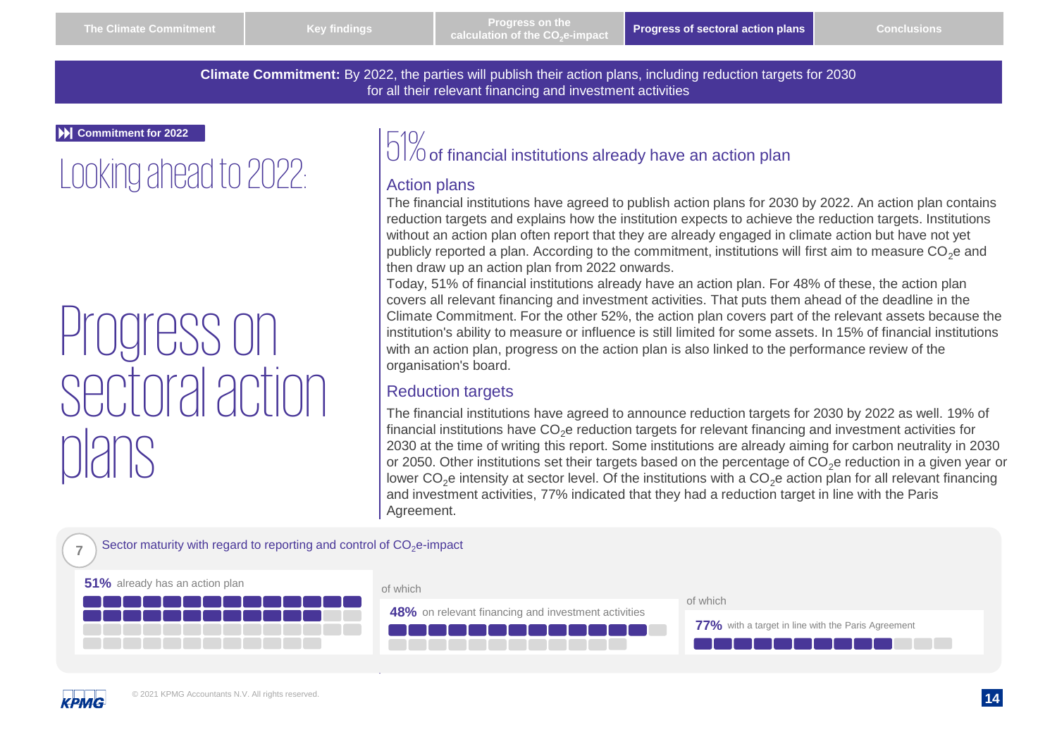The Climate Commitment | Key findings | Progress on the calculation of the $CO_2$e-impact | **Progress of sectoral action plans** | Conclusions

**Climate Commitment:** By 2022, the parties will publish their action plans, including reduction targets for 2030 for all their relevant financing and investment activities

**Commitment for 2022**

# Looking ahead to 2022:

# Progress on sectoral action plans

## 51% of financial institutions already have an action plan

### Action plans

The financial institutions have agreed to publish action plans for 2030 by 2022. An action plan contains reduction targets and explains how the institution expects to achieve the reduction targets. Institutions without an action plan often report that they are already engaged in climate action but have not yet publicly reported a plan. According to the commitment, institutions will first aim to measure $CO_2$e and then draw up an action plan from 2022 onwards.

Today, 51% of financial institutions already have an action plan. For 48% of these, the action plan covers all relevant financing and investment activities. That puts them ahead of the deadline in the Climate Commitment. For the other 52%, the action plan covers part of the relevant assets because the institution's ability to measure or influence is still limited for some assets. In 15% of financial institutions with an action plan, progress on the action plan is also linked to the performance review of the organisation's board.

### Reduction targets

The financial institutions have agreed to announce reduction targets for 2030 by 2022 as well. 19% of financial institutions have $CO_2$e reduction targets for relevant financing and investment activities for 2030 at the time of writing this report. Some institutions are already aiming for carbon neutrality in 2030 or 2050. Other institutions set their targets based on the percentage of $CO_2$e reduction in a given year or lower $CO_2$e intensity at sector level. Of the institutions with a $CO_2$e action plan for all relevant financing and investment activities, 77% indicated that they had a reduction target in line with the Paris Agreement.

**7** Sector maturity with regard to reporting and control of $CO_2$e-impact

**51%** already has an action plan

of which

**48%** on relevant financing and investment activities

of which

**77%** with a target in line with the Paris Agreement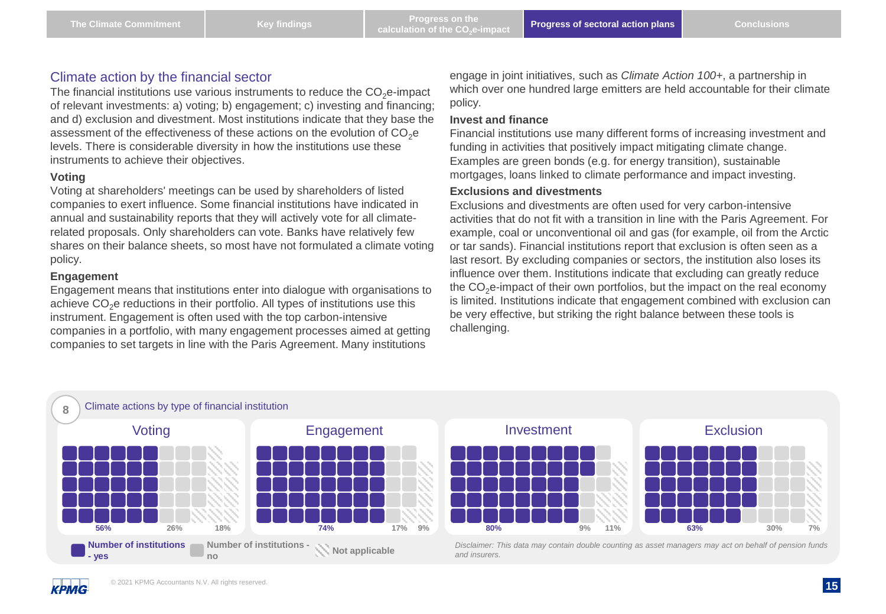## Climate action by the financial sector

The financial institutions use various instruments to reduce the $CO_2$e-impact of relevant investments: a) voting; b) engagement; c) investing and financing; and d) exclusion and divestment. Most institutions indicate that they base the assessment of the effectiveness of these actions on the evolution of $CO_2$e levels. There is considerable diversity in how the institutions use these instruments to achieve their objectives.

### Voting

Voting at shareholders' meetings can be used by shareholders of listed companies to exert influence. Some financial institutions have indicated in annual and sustainability reports that they will actively vote for all climate-related proposals. Only shareholders can vote. Banks have relatively few shares on their balance sheets, so most have not formulated a climate voting policy.

### Engagement

Engagement means that institutions enter into dialogue with organisations to achieve $CO_2$e reductions in their portfolio. All types of institutions use this instrument. Engagement is often used with the top carbon-intensive companies in a portfolio, with many engagement processes aimed at getting companies to set targets in line with the Paris Agreement. Many institutions engage in joint initiatives, such as *Climate Action 100+*, a partnership in which over one hundred large emitters are held accountable for their climate policy.

### Invest and finance

Financial institutions use many different forms of increasing investment and funding in activities that positively impact mitigating climate change. Examples are green bonds (e.g. for energy transition), sustainable mortgages, loans linked to climate performance and impact investing.

### Exclusions and divestments

Exclusions and divestments are often used for very carbon-intensive activities that do not fit with a transition in line with the Paris Agreement. For example, coal or unconventional oil and gas (for example, oil from the Arctic or tar sands). Financial institutions report that exclusion is often seen as a last resort. By excluding companies or sectors, the institution also loses its influence over them. Institutions indicate that excluding can greatly reduce the $CO_2$e-impact of their own portfolios, but the impact on the real economy is limited. Institutions indicate that engagement combined with exclusion can be very effective, but striking the right balance between these tools is challenging.

**8** Climate actions by type of financial institution

| | Number of institutions - yes | Number of institutions - no | Not applicable |
|---|---|---|---|
| Voting | 56% | 26% | 18% |
| Engagement | 74% | 17% | 9% |
| Investment | 80% | 9% | 11% |
| Exclusion | 63% | 30% | 7% |

*Disclaimer: This data may contain double counting as asset managers may act on behalf of pension funds and insurers.*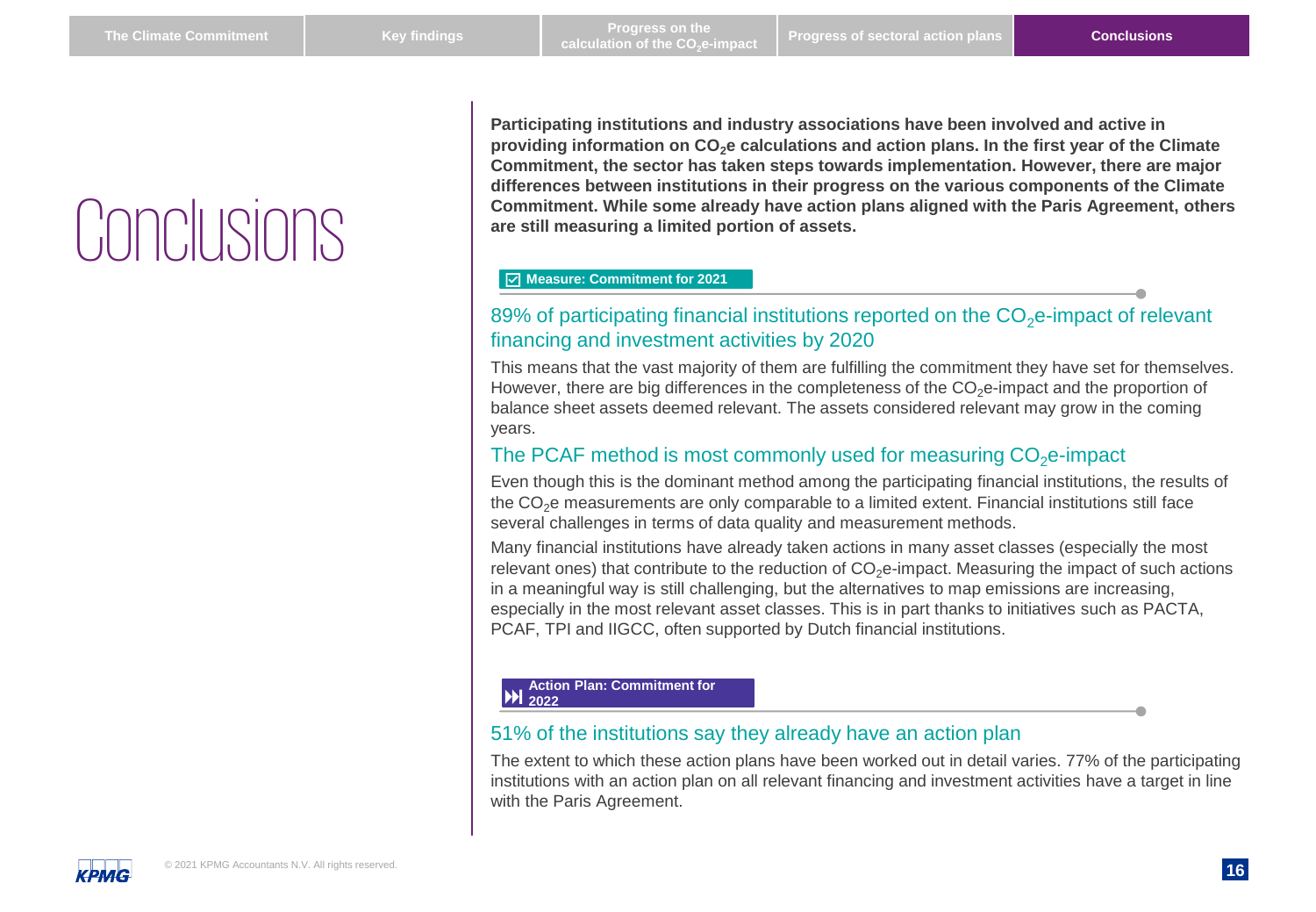# Conclusions

**Participating institutions and industry associations have been involved and active in providing information on $CO_2$e calculations and action plans. In the first year of the Climate Commitment, the sector has taken steps towards implementation. However, there are major differences between institutions in their progress on the various components of the Climate Commitment. While some already have action plans aligned with the Paris Agreement, others are still measuring a limited portion of assets.**

**Measure: Commitment for 2021**

## 89% of participating financial institutions reported on the $CO_2$e-impact of relevant financing and investment activities by 2020

This means that the vast majority of them are fulfilling the commitment they have set for themselves. However, there are big differences in the completeness of the $CO_2$e-impact and the proportion of balance sheet assets deemed relevant. The assets considered relevant may grow in the coming years.

## The PCAF method is most commonly used for measuring $CO_2$e-impact

Even though this is the dominant method among the participating financial institutions, the results of the $CO_2$e measurements are only comparable to a limited extent. Financial institutions still face several challenges in terms of data quality and measurement methods.

Many financial institutions have already taken actions in many asset classes (especially the most relevant ones) that contribute to the reduction of $CO_2$e-impact. Measuring the impact of such actions in a meaningful way is still challenging, but the alternatives to map emissions are increasing, especially in the most relevant asset classes. This is in part thanks to initiatives such as PACTA, PCAF, TPI and IIGCC, often supported by Dutch financial institutions.

**Action Plan: Commitment for 2022**

## 51% of the institutions say they already have an action plan

The extent to which these action plans have been worked out in detail varies. 77% of the participating institutions with an action plan on all relevant financing and investment activities have a target in line with the Paris Agreement.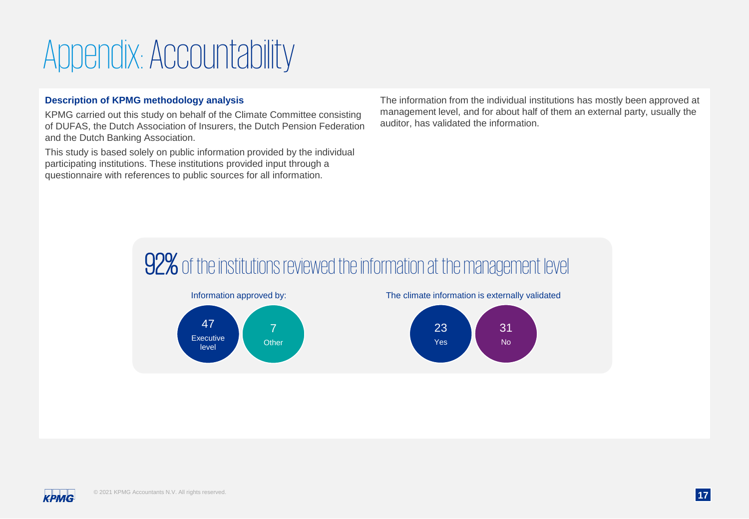# Appendix: Accountability

**Description of KPMG methodology analysis**

KPMG carried out this study on behalf of the Climate Committee consisting of DUFAS, the Dutch Association of Insurers, the Dutch Pension Federation and the Dutch Banking Association.

This study is based solely on public information provided by the individual participating institutions. These institutions provided input through a questionnaire with references to public sources for all information.

The information from the individual institutions has mostly been approved at management level, and for about half of them an external party, usually the auditor, has validated the information.

## 92% of the institutions reviewed the information at the management level

Information approved by:

- 47 Executive level
- 7 Other

The climate information is externally validated

- 23 Yes
- 31 No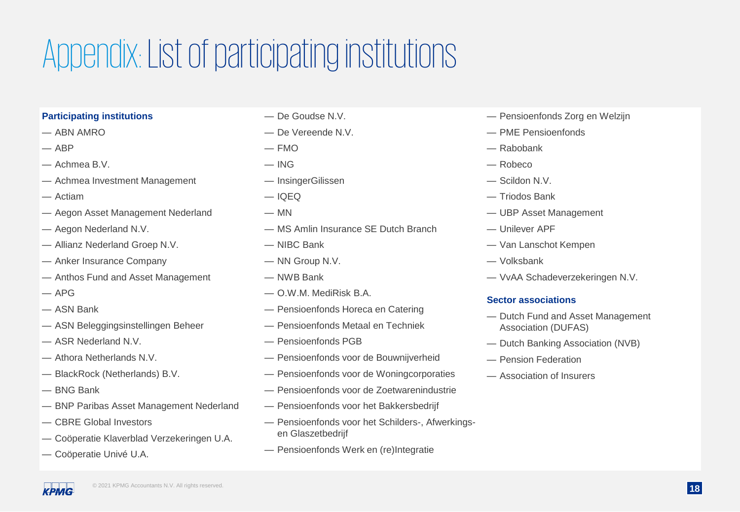# Appendix: List of participating institutions

**Participating institutions**

- ABN AMRO
- ABP
- Achmea B.V.
- Achmea Investment Management
- Actiam
- Aegon Asset Management Nederland
- Aegon Nederland N.V.
- Allianz Nederland Groep N.V.
- Anker Insurance Company
- Anthos Fund and Asset Management
- APG
- ASN Bank
- ASN Beleggingsinstellingen Beheer
- ASR Nederland N.V.
- Athora Netherlands N.V.
- BlackRock (Netherlands) B.V.
- BNG Bank
- BNP Paribas Asset Management Nederland
- CBRE Global Investors
- Coöperatie Klaverblad Verzekeringen U.A.
- Coöperatie Univé U.A.
- De Goudse N.V.
- De Vereende N.V.
- FMO
- ING
- InsingerGilissen
- IQEQ
- MN
- MS Amlin Insurance SE Dutch Branch
- NIBC Bank
- NN Group N.V.
- NWB Bank
- O.W.M. MediRisk B.A.
- Pensioenfonds Horeca en Catering
- Pensioenfonds Metaal en Techniek
- Pensioenfonds PGB
- Pensioenfonds voor de Bouwnijverheid
- Pensioenfonds voor de Woningcorporaties
- Pensioenfonds voor de Zoetwarenindustrie
- Pensioenfonds voor het Bakkersbedrijf
- Pensioenfonds voor het Schilders-, Afwerkings- en Glaszetbedrijf
- Pensioenfonds Werk en (re)Integratie
- Pensioenfonds Zorg en Welzijn
- PME Pensioenfonds
- Rabobank
- Robeco
- Scildon N.V.
- Triodos Bank
- UBP Asset Management
- Unilever APF
- Van Lanschot Kempen
- Volksbank
- VvAA Schadeverzekeringen N.V.

**Sector associations**

- Dutch Fund and Asset Management Association (DUFAS)
- Dutch Banking Association (NVB)
- Pension Federation
- Association of Insurers

© 2021 KPMG Accountants N.V. All rights reserved.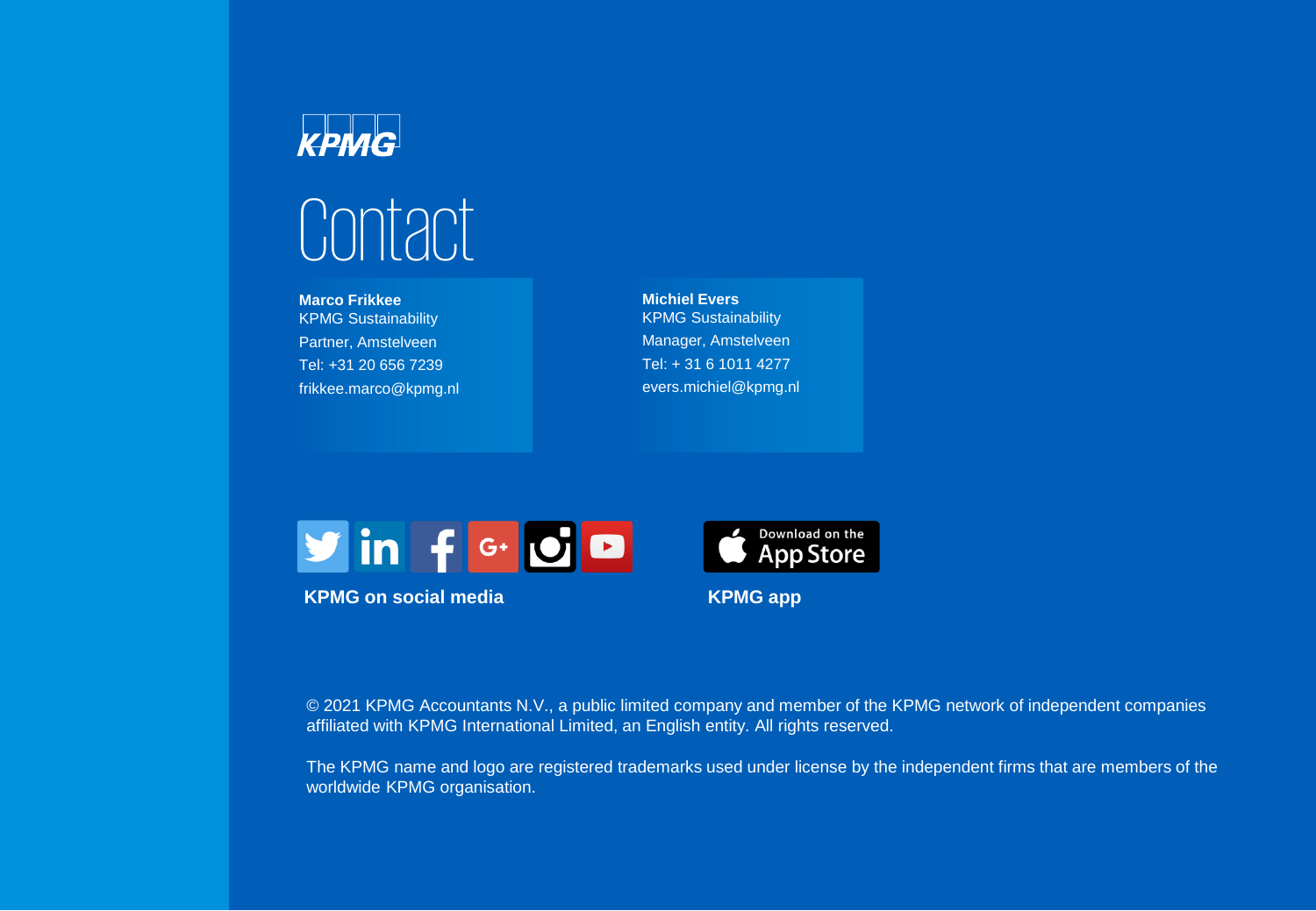KPMG

# Contact

**Marco Frikkee**
KPMG Sustainability
Partner, Amstelveen
Tel: +31 20 656 7239
frikkee.marco@kpmg.nl

**Michiel Evers**
KPMG Sustainability
Manager, Amstelveen
Tel: + 31 6 1011 4277
evers.michiel@kpmg.nl

**KPMG on social media**

Download on the App Store

**KPMG app**

© 2021 KPMG Accountants N.V., a public limited company and member of the KPMG network of independent companies affiliated with KPMG International Limited, an English entity. All rights reserved.

The KPMG name and logo are registered trademarks used under license by the independent firms that are members of the worldwide KPMG organisation.